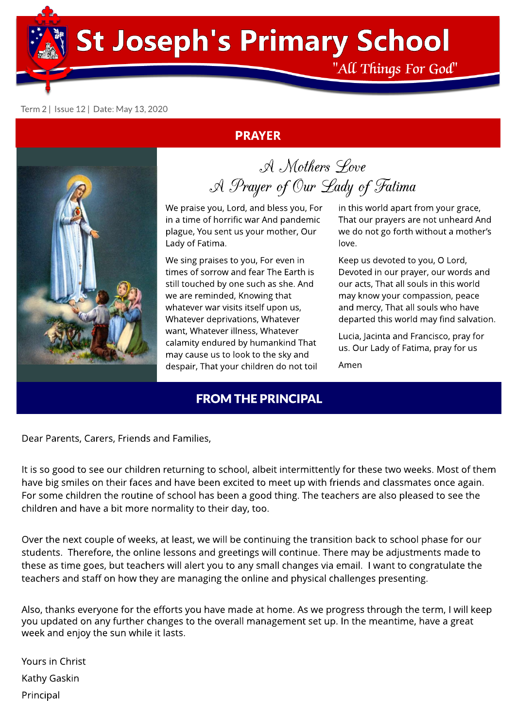# St Joseph's Primary School

"All Things For God"

Term 2 | Issue 12 | Date: May 13, 2020

## PRAYER

### A Mothers Love
### A Prayer of Our Lady of Fatima

We praise you, Lord, and bless you, For in a time of horrific war And pandemic plague, You sent us your mother, Our Lady of Fatima.

We sing praises to you, For even in times of sorrow and fear The Earth is still touched by one such as she. And we are reminded, Knowing that whatever war visits itself upon us, Whatever deprivations, Whatever want, Whatever illness, Whatever calamity endured by humankind That may cause us to look to the sky and despair, That your children do not toil in this world apart from your grace, That our prayers are not unheard And we do not go forth without a mother's love.

Keep us devoted to you, O Lord, Devoted in our prayer, our words and our acts, That all souls in this world may know your compassion, peace and mercy, That all souls who have departed this world may find salvation.

Lucia, Jacinta and Francisco, pray for us. Our Lady of Fatima, pray for us

Amen

## FROM THE PRINCIPAL

Dear Parents, Carers, Friends and Families,

It is so good to see our children returning to school, albeit intermittently for these two weeks. Most of them have big smiles on their faces and have been excited to meet up with friends and classmates once again. For some children the routine of school has been a good thing. The teachers are also pleased to see the children and have a bit more normality to their day, too.

Over the next couple of weeks, at least, we will be continuing the transition back to school phase for our students. Therefore, the online lessons and greetings will continue. There may be adjustments made to these as time goes, but teachers will alert you to any small changes via email. I want to congratulate the teachers and staff on how they are managing the online and physical challenges presenting.

Also, thanks everyone for the efforts you have made at home. As we progress through the term, I will keep you updated on any further changes to the overall management set up. In the meantime, have a great week and enjoy the sun while it lasts.

Yours in Christ

Kathy Gaskin

Principal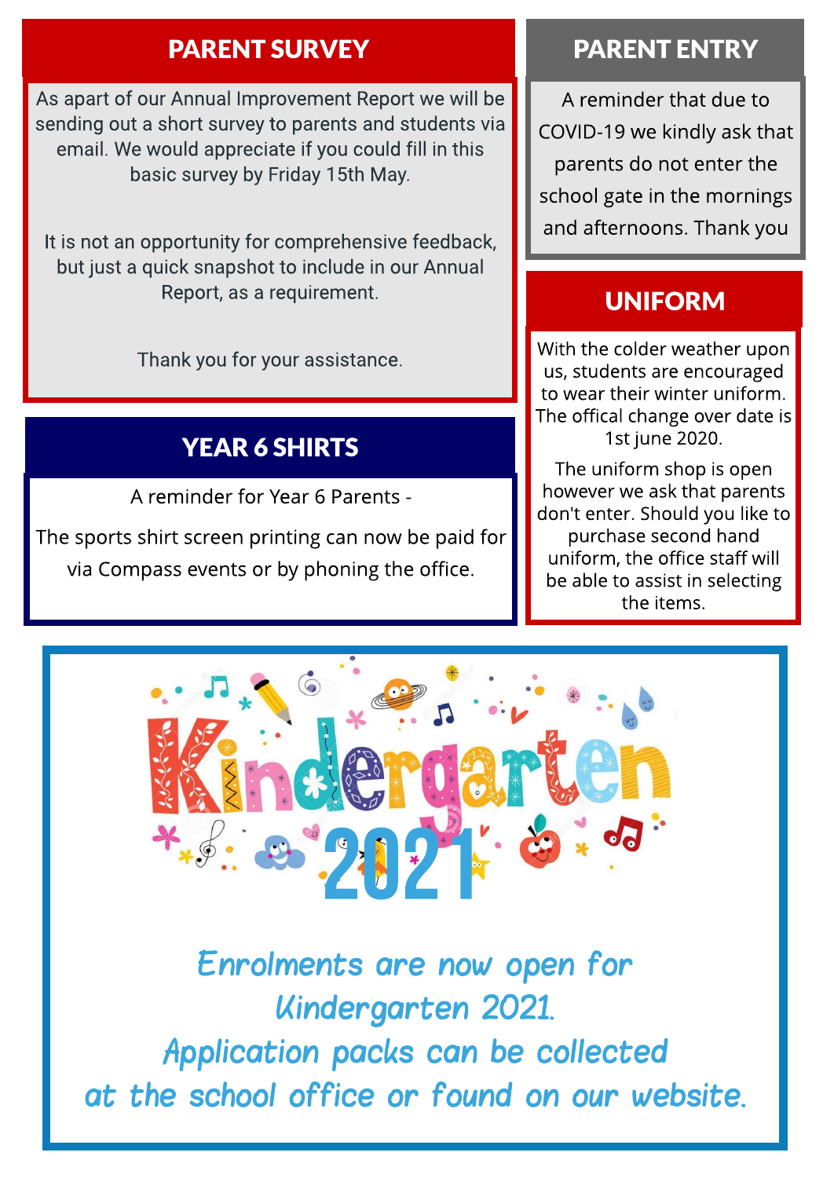## PARENT SURVEY

As apart of our Annual Improvement Report we will be sending out a short survey to parents and students via email. We would appreciate if you could fill in this basic survey by Friday 15th May.

It is not an opportunity for comprehensive feedback, but just a quick snapshot to include in our Annual Report, as a requirement.

Thank you for your assistance.

## YEAR 6 SHIRTS

A reminder for Year 6 Parents -

The sports shirt screen printing can now be paid for via Compass events or by phoning the office.

## PARENT ENTRY

A reminder that due to COVID-19 we kindly ask that parents do not enter the school gate in the mornings and afternoons. Thank you

## UNIFORM

With the colder weather upon us, students are encouraged to wear their winter uniform. The offical change over date is 1st june 2020.

The uniform shop is open however we ask that parents don't enter. Should you like to purchase second hand uniform, the office staff will be able to assist in selecting the items.

## Kindergarten 2021

*Enrolments are now open for Kindergarten 2021.*
*Application packs can be collected at the school office or found on our website.*